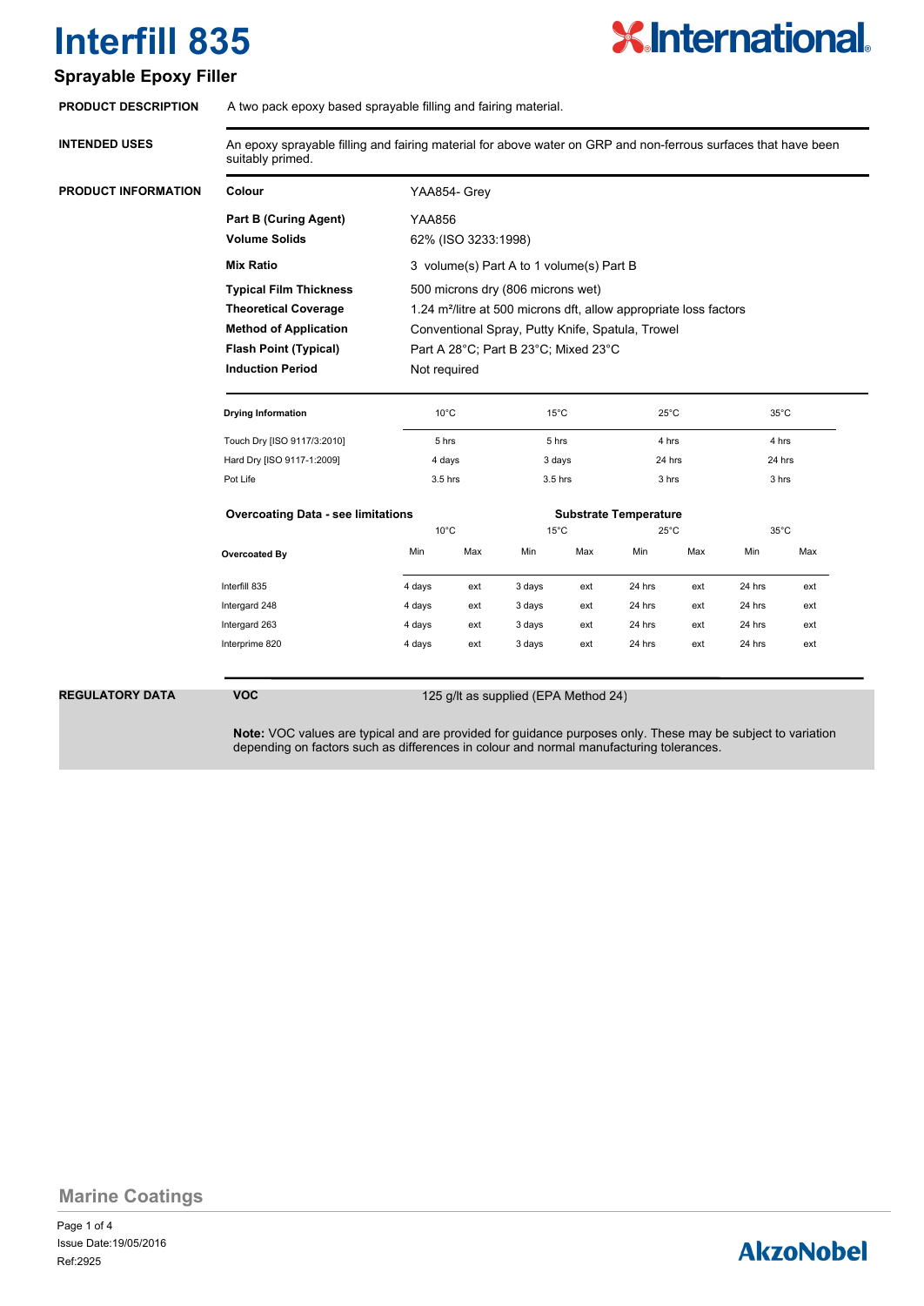# Interfill 835

## Sprayable Epoxy Filler

**PRODUCT DESCRIPTION**

A two pack epoxy based sprayable filling and fairing material.

**INTENDED USES**

An epoxy sprayable filling and fairing material for above water on GRP and non-ferrous surfaces that have been suitably primed.

**PRODUCT INFORMATION**

| | |
|---|---|
| **Colour** | YAA854- Grey |
| **Part B (Curing Agent)** | YAA856 |
| **Volume Solids** | 62% (ISO 3233:1998) |
| **Mix Ratio** | 3 volume(s) Part A to 1 volume(s) Part B |
| **Typical Film Thickness** | 500 microns dry (806 microns wet) |
| **Theoretical Coverage** | 1.24 m²/litre at 500 microns dft, allow appropriate loss factors |
| **Method of Application** | Conventional Spray, Putty Knife, Spatula, Trowel |
| **Flash Point (Typical)** | Part A 28°C; Part B 23°C; Mixed 23°C |
| **Induction Period** | Not required |

| Drying Information | 10°C | 15°C | 25°C | 35°C |
|---|---|---|---|---|
| Touch Dry [ISO 9117/3:2010] | 5 hrs | 5 hrs | 4 hrs | 4 hrs |
| Hard Dry [ISO 9117-1:2009] | 4 days | 3 days | 24 hrs | 24 hrs |
| Pot Life | 3.5 hrs | 3.5 hrs | 3 hrs | 3 hrs |

**Overcoating Data - see limitations**

| | Substrate Temperature | | | | | | | |
|---|---|---|---|---|---|---|---|---|
| | 10°C | | 15°C | | 25°C | | 35°C | |
| **Overcoated By** | Min | Max | Min | Max | Min | Max | Min | Max |
| Interfill 835 | 4 days | ext | 3 days | ext | 24 hrs | ext | 24 hrs | ext |
| Intergard 248 | 4 days | ext | 3 days | ext | 24 hrs | ext | 24 hrs | ext |
| Intergard 263 | 4 days | ext | 3 days | ext | 24 hrs | ext | 24 hrs | ext |
| Interprime 820 | 4 days | ext | 3 days | ext | 24 hrs | ext | 24 hrs | ext |

**REGULATORY DATA**

**VOC** 125 g/lt as supplied (EPA Method 24)

**Note:** VOC values are typical and are provided for guidance purposes only. These may be subject to variation depending on factors such as differences in colour and normal manufacturing tolerances.

Marine Coatings

Issue Date:19/05/2016

Ref:2925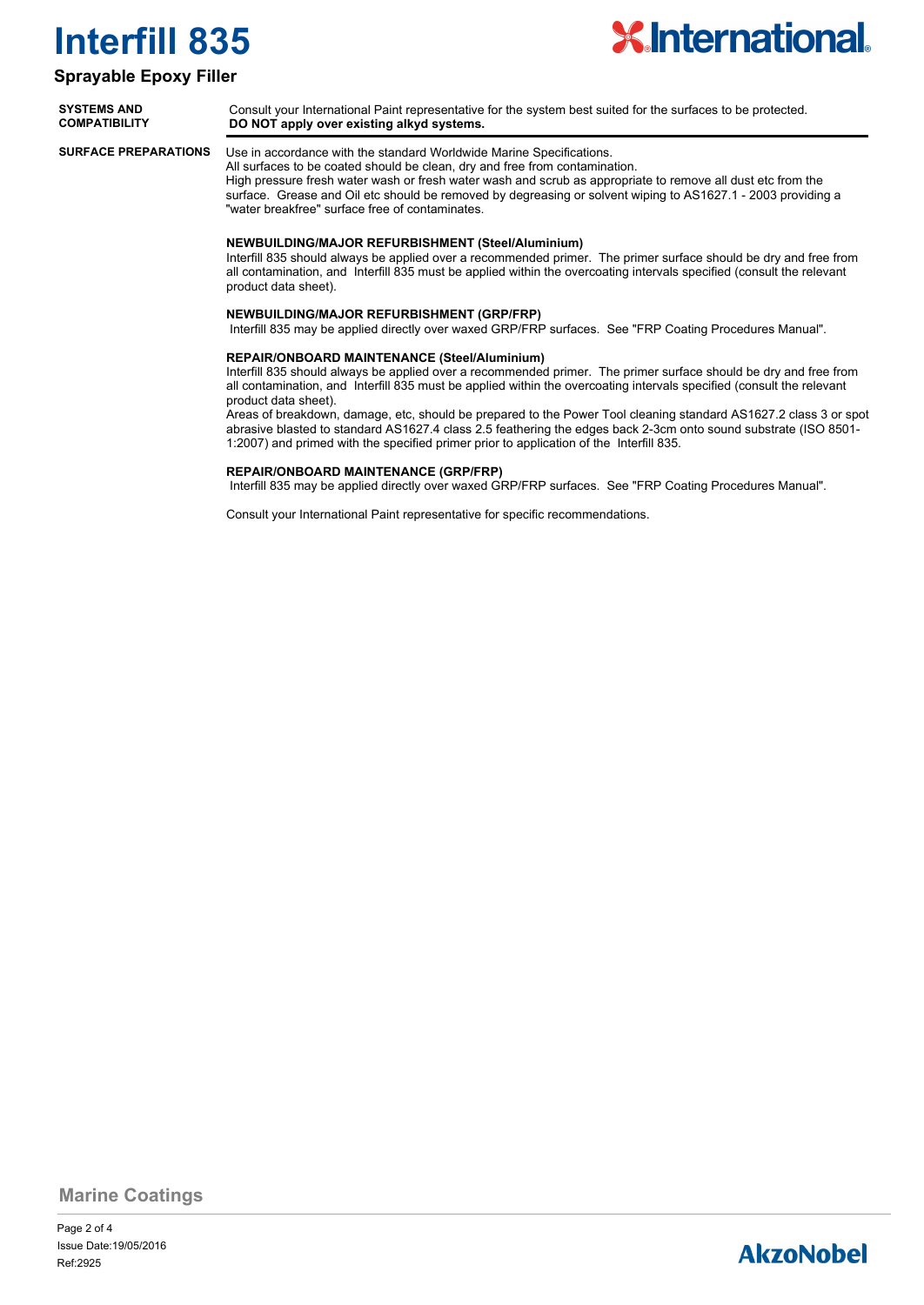## SYSTEMS AND COMPATIBILITY

Consult your International Paint representative for the system best suited for the surfaces to be protected.
**DO NOT apply over existing alkyd systems.**

## SURFACE PREPARATIONS

Use in accordance with the standard Worldwide Marine Specifications.
All surfaces to be coated should be clean, dry and free from contamination.
High pressure fresh water wash or fresh water wash and scrub as appropriate to remove all dust etc from the surface. Grease and Oil etc should be removed by degreasing or solvent wiping to AS1627.1 - 2003 providing a "water breakfree" surface free of contaminates.

**NEWBUILDING/MAJOR REFURBISHMENT (Steel/Aluminium)**
Interfill 835 should always be applied over a recommended primer. The primer surface should be dry and free from all contamination, and Interfill 835 must be applied within the overcoating intervals specified (consult the relevant product data sheet).

**NEWBUILDING/MAJOR REFURBISHMENT (GRP/FRP)**
Interfill 835 may be applied directly over waxed GRP/FRP surfaces. See "FRP Coating Procedures Manual".

**REPAIR/ONBOARD MAINTENANCE (Steel/Aluminium)**
Interfill 835 should always be applied over a recommended primer. The primer surface should be dry and free from all contamination, and Interfill 835 must be applied within the overcoating intervals specified (consult the relevant product data sheet).
Areas of breakdown, damage, etc, should be prepared to the Power Tool cleaning standard AS1627.2 class 3 or spot abrasive blasted to standard AS1627.4 class 2.5 feathering the edges back 2-3cm onto sound substrate (ISO 8501-1:2007) and primed with the specified primer prior to application of the Interfill 835.

**REPAIR/ONBOARD MAINTENANCE (GRP/FRP)**
Interfill 835 may be applied directly over waxed GRP/FRP surfaces. See "FRP Coating Procedures Manual".

Consult your International Paint representative for specific recommendations.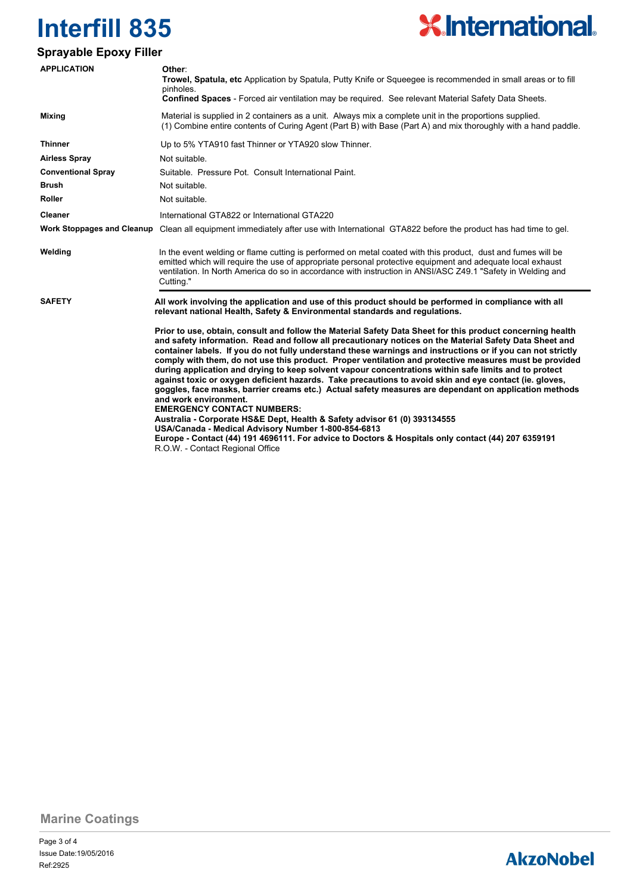# Interfill 835

## Sprayable Epoxy Filler

| | |
|---|---|
| **APPLICATION** | **Other**:<br>**Trowel, Spatula, etc** Application by Spatula, Putty Knife or Squeegee is recommended in small areas or to fill pinholes.<br>**Confined Spaces** - Forced air ventilation may be required. See relevant Material Safety Data Sheets. |
| **Mixing** | Material is supplied in 2 containers as a unit. Always mix a complete unit in the proportions supplied.<br>(1) Combine entire contents of Curing Agent (Part B) with Base (Part A) and mix thoroughly with a hand paddle. |
| **Thinner** | Up to 5% YTA910 fast Thinner or YTA920 slow Thinner. |
| **Airless Spray** | Not suitable. |
| **Conventional Spray** | Suitable. Pressure Pot. Consult International Paint. |
| **Brush** | Not suitable. |
| **Roller** | Not suitable. |
| **Cleaner** | International GTA822 or International GTA220 |
| **Work Stoppages and Cleanup** | Clean all equipment immediately after use with International GTA822 before the product has had time to gel. |
| **Welding** | In the event welding or flame cutting is performed on metal coated with this product, dust and fumes will be emitted which will require the use of appropriate personal protective equipment and adequate local exhaust ventilation. In North America do so in accordance with instruction in ANSI/ASC Z49.1 "Safety in Welding and Cutting." |

**SAFETY**

**All work involving the application and use of this product should be performed in compliance with all relevant national Health, Safety & Environmental standards and regulations.**

**Prior to use, obtain, consult and follow the Material Safety Data Sheet for this product concerning health and safety information. Read and follow all precautionary notices on the Material Safety Data Sheet and container labels. If you do not fully understand these warnings and instructions or if you can not strictly comply with them, do not use this product. Proper ventilation and protective measures must be provided during application and drying to keep solvent vapour concentrations within safe limits and to protect against toxic or oxygen deficient hazards. Take precautions to avoid skin and eye contact (ie. gloves, goggles, face masks, barrier creams etc.) Actual safety measures are dependant on application methods and work environment.**

**EMERGENCY CONTACT NUMBERS:**

**Australia - Corporate HS&E Dept, Health & Safety advisor 61 (0) 393134555**

**USA/Canada - Medical Advisory Number 1-800-854-6813**

**Europe - Contact (44) 191 4696111. For advice to Doctors & Hospitals only contact (44) 207 6359191**

R.O.W. - Contact Regional Office

Marine Coatings

Issue Date:19/05/2016

Ref:2925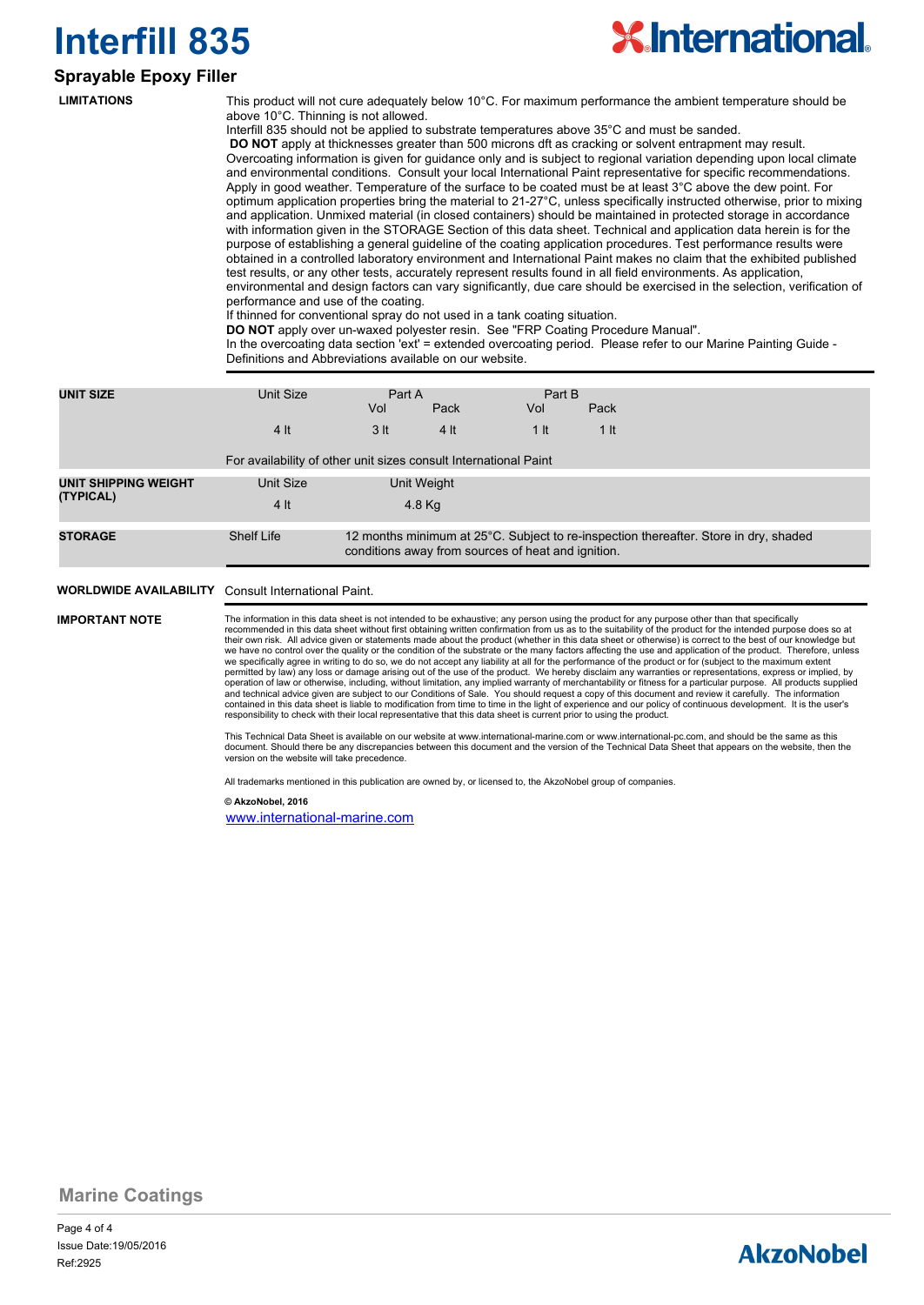# Interfill 835

## Sprayable Epoxy Filler

**LIMITATIONS**

This product will not cure adequately below 10°C. For maximum performance the ambient temperature should be above 10°C. Thinning is not allowed.
Interfill 835 should not be applied to substrate temperatures above 35°C and must be sanded.
**DO NOT** apply at thicknesses greater than 500 microns dft as cracking or solvent entrapment may result.
Overcoating information is given for guidance only and is subject to regional variation depending upon local climate and environmental conditions. Consult your local International Paint representative for specific recommendations.
Apply in good weather. Temperature of the surface to be coated must be at least 3°C above the dew point. For optimum application properties bring the material to 21-27°C, unless specifically instructed otherwise, prior to mixing and application. Unmixed material (in closed containers) should be maintained in protected storage in accordance with information given in the STORAGE Section of this data sheet. Technical and application data herein is for the purpose of establishing a general guideline of the coating application procedures. Test performance results were obtained in a controlled laboratory environment and International Paint makes no claim that the exhibited published test results, or any other tests, accurately represent results found in all field environments. As application, environmental and design factors can vary significantly, due care should be exercised in the selection, verification of performance and use of the coating.
If thinned for conventional spray do not used in a tank coating situation.
**DO NOT** apply over un-waxed polyester resin. See "FRP Coating Procedure Manual".
In the overcoating data section 'ext' = extended overcoating period. Please refer to our Marine Painting Guide - Definitions and Abbreviations available on our website.

**UNIT SIZE**

| Unit Size | Part A | | Part B | |
|---|---|---|---|---|
| | Vol | Pack | Vol | Pack |
| 4 lt | 3 lt | 4 lt | 1 lt | 1 lt |

For availability of other unit sizes consult International Paint

**UNIT SHIPPING WEIGHT (TYPICAL)**

| Unit Size | Unit Weight |
|---|---|
| 4 lt | 4.8 Kg |

**STORAGE**

| | |
|---|---|
| Shelf Life | 12 months minimum at 25°C. Subject to re-inspection thereafter. Store in dry, shaded conditions away from sources of heat and ignition. |

**WORLDWIDE AVAILABILITY** Consult International Paint.

**IMPORTANT NOTE**

The information in this data sheet is not intended to be exhaustive; any person using the product for any purpose other than that specifically recommended in this data sheet without first obtaining written confirmation from us as to the suitability of the product for the intended purpose does so at their own risk. All advice given or statements made about the product (whether in this data sheet or otherwise) is correct to the best of our knowledge but we have no control over the quality or the condition of the substrate or the many factors affecting the use and application of the product. Therefore, unless we specifically agree in writing to do so, we do not accept any liability at all for the performance of the product or for (subject to the maximum extent permitted by law) any loss or damage arising out of the use of the product. We hereby disclaim any warranties or representations, express or implied, by operation of law or otherwise, including, without limitation, any implied warranty of merchantability or fitness for a particular purpose. All products supplied and technical advice given are subject to our Conditions of Sale. You should request a copy of this document and review it carefully. The information contained in this data sheet is liable to modification from time to time in the light of experience and our policy of continuous development. It is the user's responsibility to check with their local representative that this data sheet is current prior to using the product.

This Technical Data Sheet is available on our website at www.international-marine.com or www.international-pc.com, and should be the same as this document. Should there be any discrepancies between this document and the version of the Technical Data Sheet that appears on the website, then the version on the website will take precedence.

All trademarks mentioned in this publication are owned by, or licensed to, the AkzoNobel group of companies.

**© AkzoNobel, 2016**

www.international-marine.com

Marine Coatings

Issue Date:19/05/2016
Ref:2925